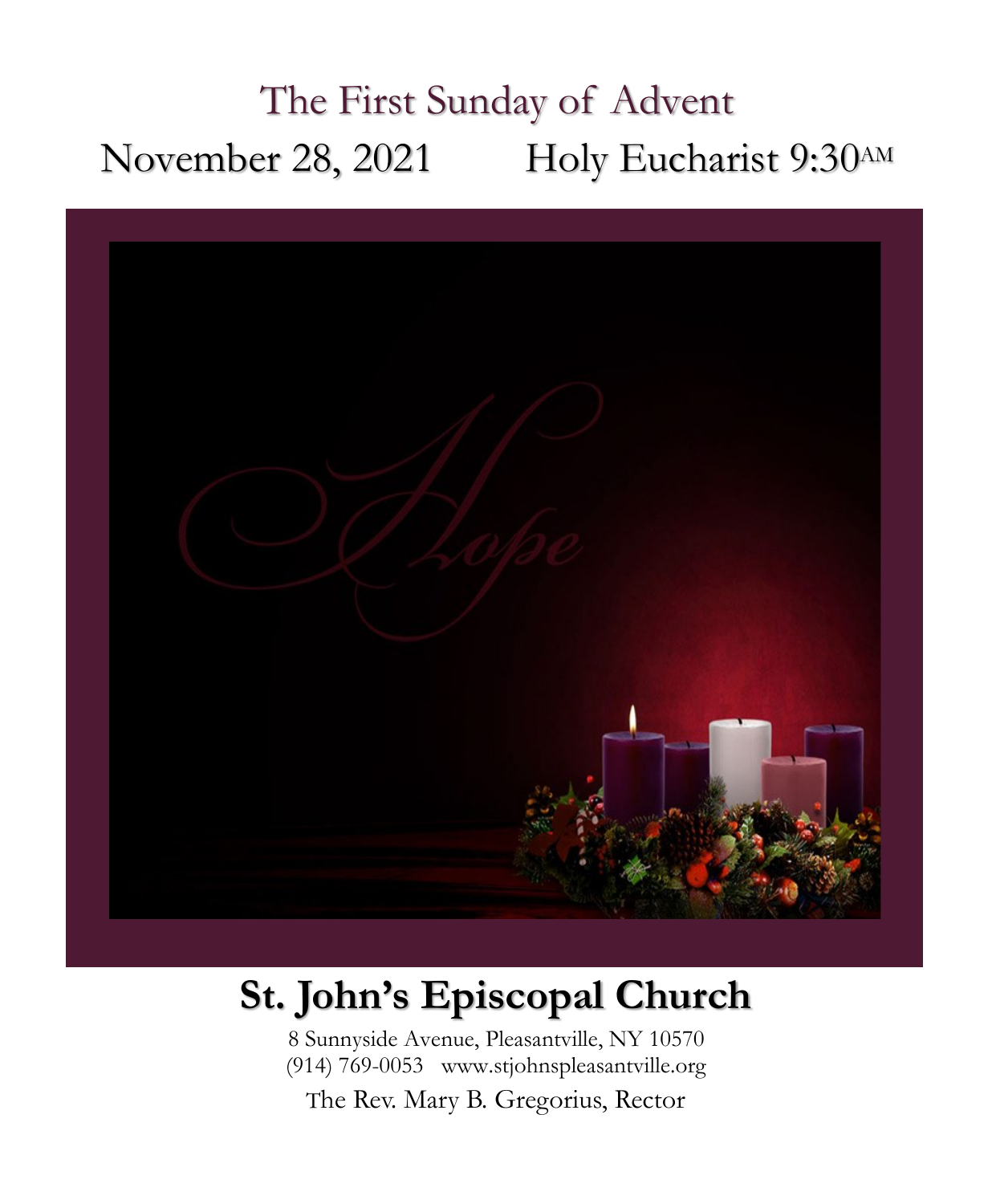# The First Sunday of Advent

November 28, 2021 Holy Eucharist 9:30AM

Hope

## St. John's Episcopal Church

8 Sunnyside Avenue, Pleasantville, NY 10570

(914) 769-0053 www.stjohnspleasantville.org

The Rev. Mary B. Gregorius, Rector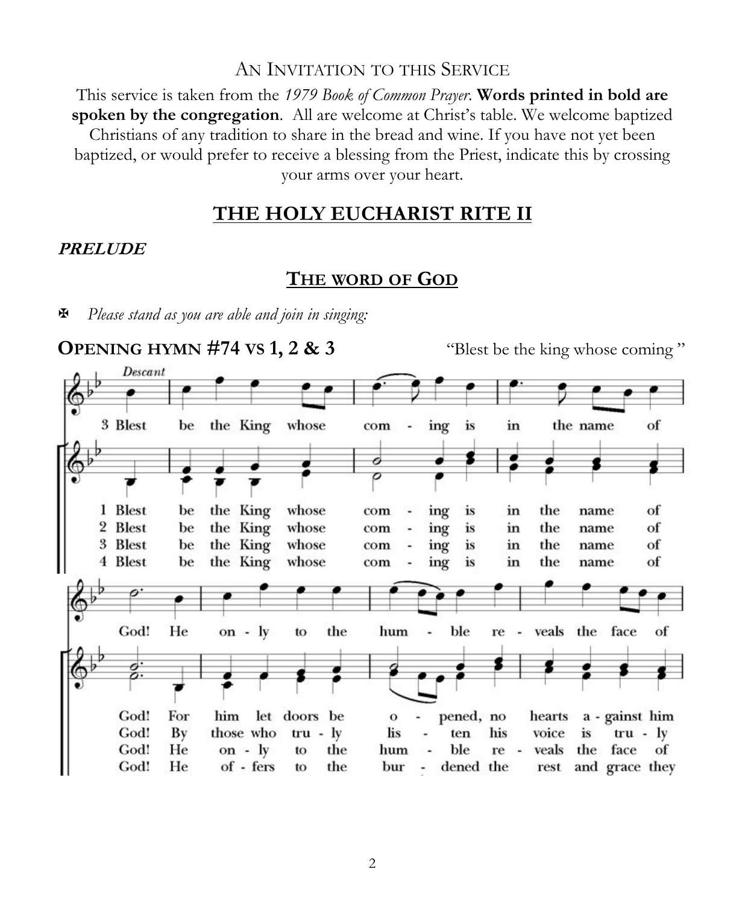## An Invitation to this Service

This service is taken from the *1979 Book of Common Prayer*. **Words printed in bold are spoken by the congregation**. All are welcome at Christ's table. We welcome baptized Christians of any tradition to share in the bread and wine. If you have not yet been baptized, or would prefer to receive a blessing from the Priest, indicate this by crossing your arms over your heart.

# THE HOLY EUCHARIST RITE II

***PRELUDE***

## THE WORD OF GOD

✠ *Please stand as you are able and join in singing:*

**OPENING HYMN #74 VS 1, 2 & 3** "Blest be the king whose coming "

Descant

3 Blest be the King whose com - ing is in the name of God! He on - ly to the hum - ble re - veals the face of

1 Blest be the King whose com - ing is in the name of God! For him let doors be o - pened, no hearts a - gainst him
2 Blest be the King whose com - ing is in the name of God! By those who tru - ly lis - ten his voice is tru - ly
3 Blest be the King whose com - ing is in the name of God! He on - ly to the hum - ble re - veals the face of
4 Blest be the King whose com - ing is in the name of God! He of - fers to the bur - dened the rest and grace they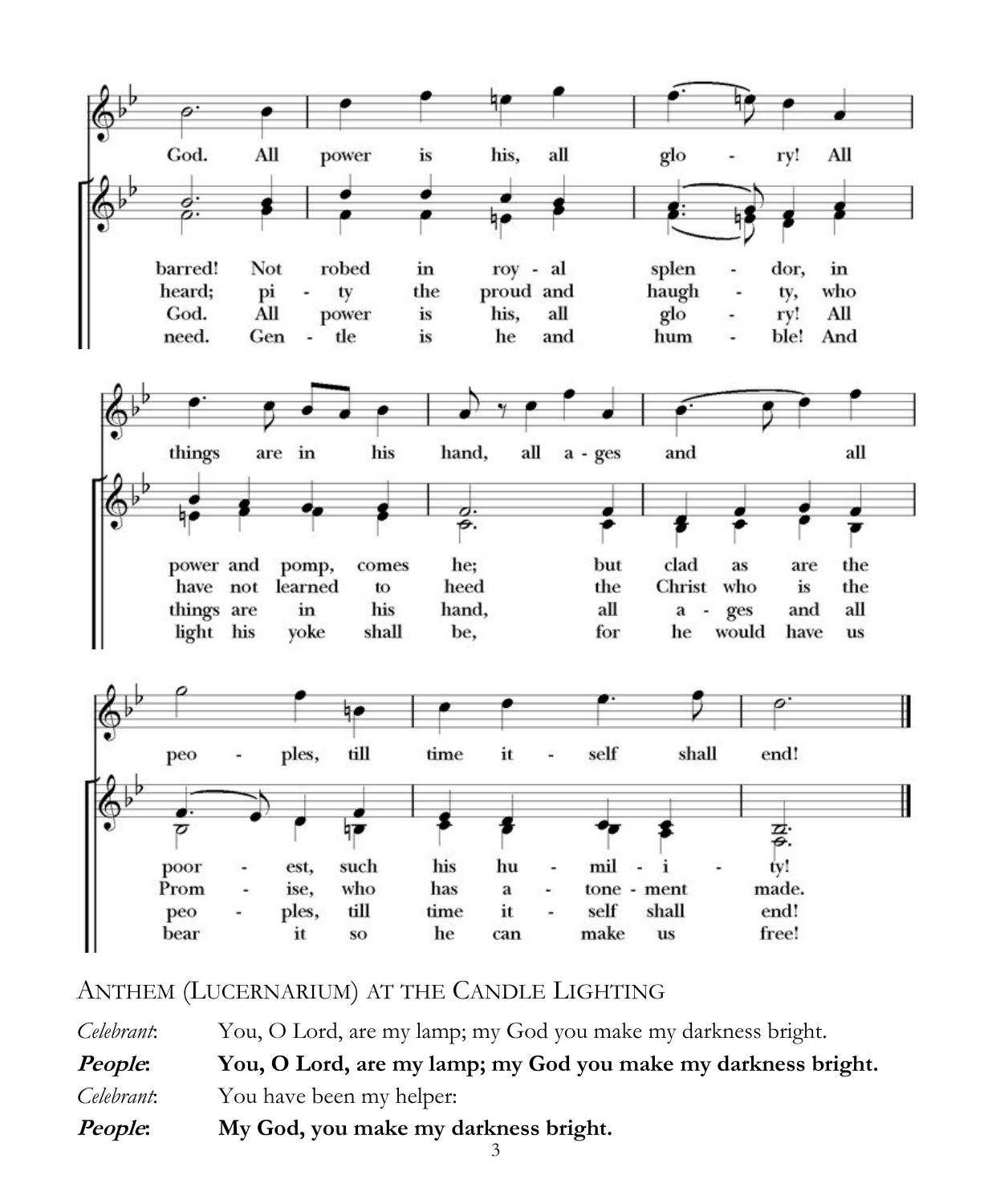God. All power is his, all glo - ry! All

barred! Not robed in roy - al splen - dor, in
heard; pi - ty the proud and haugh - ty, who
God. All power is his, all glo - ry! All
need. Gen - tle is he and hum - ble! And

things are in his hand, all a - ges and all

power and pomp, comes he; but clad as are the
have not learned to heed the Christ who is the
things are in his hand, all a - ges and all
light his yoke shall be, for he would have us

peo - ples, till time it - self shall end!

poor - est, such his hu - mil - i - ty!
Prom - ise, who has a - tone - ment made.
peo - ples, till time it - self shall end!
bear it so he can make us free!

## Anthem (Lucernarium) at the Candle Lighting

*Celebrant*: You, O Lord, are my lamp; my God you make my darkness bright.

***People*: You, O Lord, are my lamp; my God you make my darkness bright.**

*Celebrant*: You have been my helper:

***People*: My God, you make my darkness bright.**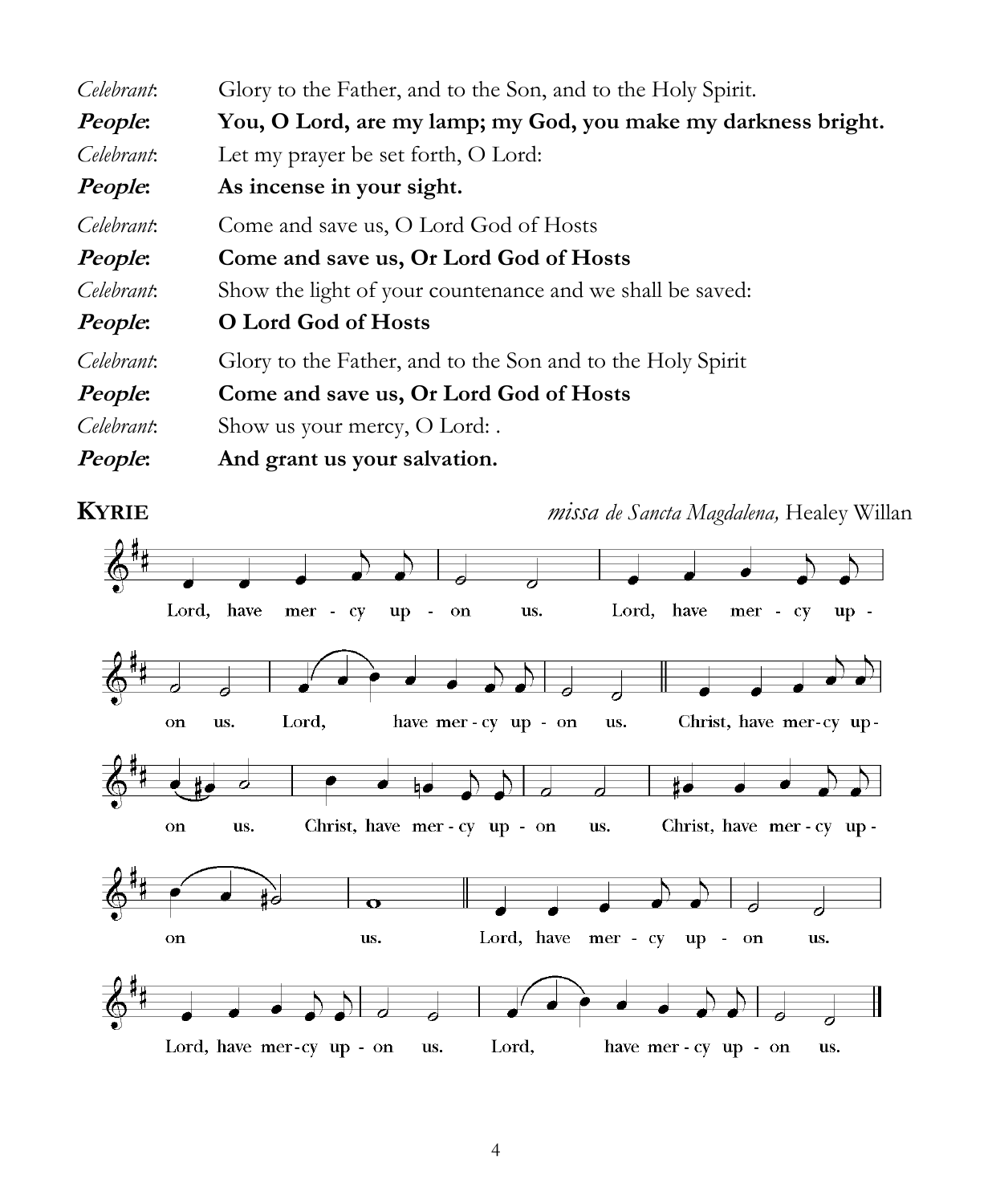*Celebrant*: Glory to the Father, and to the Son, and to the Holy Spirit.

***People*: You, O Lord, are my lamp; my God, you make my darkness bright.**

*Celebrant*: Let my prayer be set forth, O Lord:

***People*: As incense in your sight.**

*Celebrant*: Come and save us, O Lord God of Hosts

***People*: Come and save us, Or Lord God of Hosts**

*Celebrant*: Show the light of your countenance and we shall be saved:

***People*: O Lord God of Hosts**

*Celebrant*: Glory to the Father, and to the Son and to the Holy Spirit

***People*: Come and save us, Or Lord God of Hosts**

*Celebrant*: Show us your mercy, O Lord: .

***People*: And grant us your salvation.**

## KYRIE

*missa de Sancta Magdalena,* Healey Willan

Lord, have mer - cy up - on us. Lord, have mer - cy up - on us. Lord, have mer - cy up - on us. Christ, have mer - cy up - on us. Christ, have mer - cy up - on us. Christ, have mer - cy up - on us. Lord, have mer - cy up - on us. Lord, have mer - cy up - on us. Lord, have mer - cy up - on us.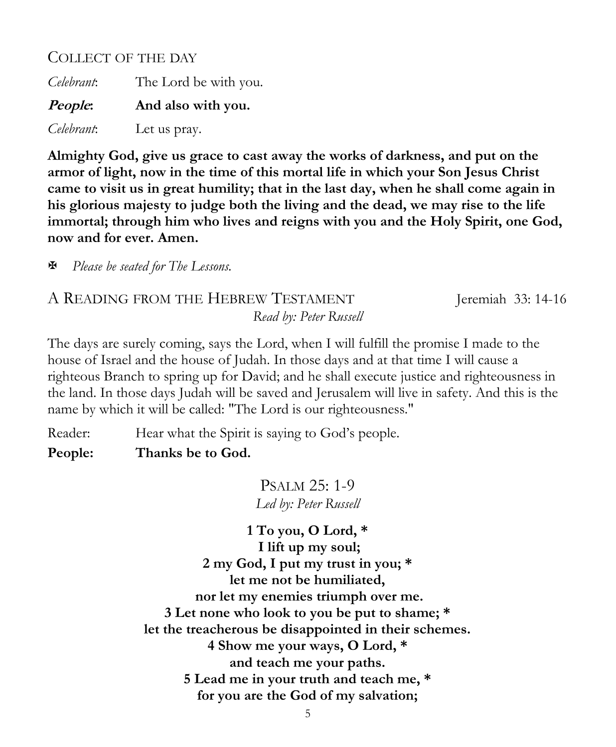## COLLECT OF THE DAY

*Celebrant*: The Lord be with you.

***People*:** **And also with you.**

*Celebrant*: Let us pray.

**Almighty God, give us grace to cast away the works of darkness, and put on the armor of light, now in the time of this mortal life in which your Son Jesus Christ came to visit us in great humility; that in the last day, when he shall come again in his glorious majesty to judge both the living and the dead, we may rise to the life immortal; through him who lives and reigns with you and the Holy Spirit, one God, now and for ever. Amen.**

✠ *Please be seated for The Lessons.*

## A READING FROM THE HEBREW TESTAMENT — Jeremiah 33: 14-16

*Read by: Peter Russell*

The days are surely coming, says the Lord, when I will fulfill the promise I made to the house of Israel and the house of Judah. In those days and at that time I will cause a righteous Branch to spring up for David; and he shall execute justice and righteousness in the land. In those days Judah will be saved and Jerusalem will live in safety. And this is the name by which it will be called: "The Lord is our righteousness."

Reader: Hear what the Spirit is saying to God's people.

**People: Thanks be to God.**

## PSALM 25: 1-9

*Led by: Peter Russell*

**1 To you, O Lord, *  
I lift up my soul;  
2 my God, I put my trust in you; *  
let me not be humiliated,  
nor let my enemies triumph over me.  
3 Let none who look to you be put to shame; *  
let the treacherous be disappointed in their schemes.  
4 Show me your ways, O Lord, *  
and teach me your paths.  
5 Lead me in your truth and teach me, *  
for you are the God of my salvation;**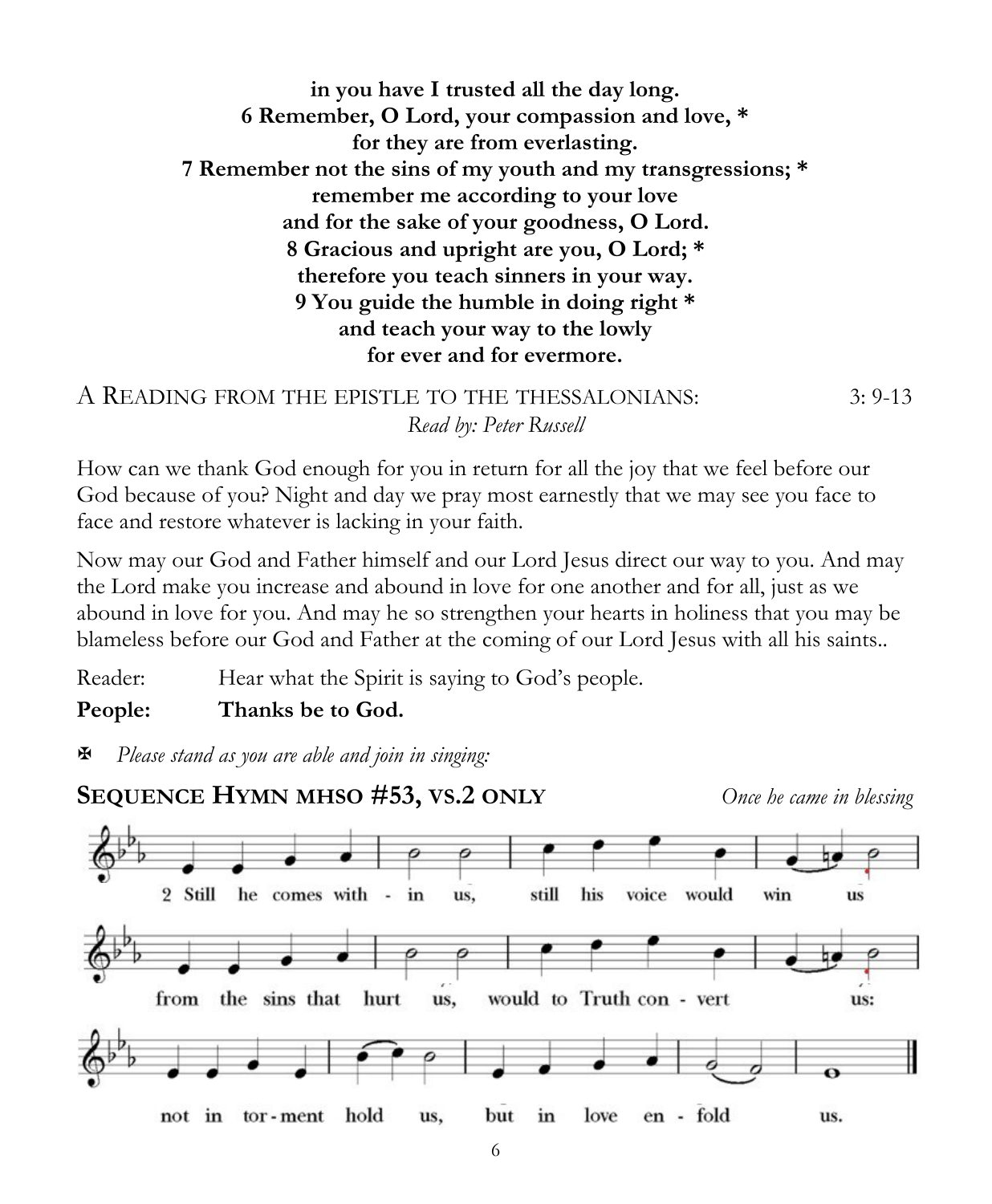**in you have I trusted all the day long.**
**6 Remember, O Lord, your compassion and love, ***
**for they are from everlasting.**
**7 Remember not the sins of my youth and my transgressions; ***
**remember me according to your love**
**and for the sake of your goodness, O Lord.**
**8 Gracious and upright are you, O Lord; ***
**therefore you teach sinners in your way.**
**9 You guide the humble in doing right ***
**and teach your way to the lowly**
**for ever and for evermore.**

A READING FROM THE EPISTLE TO THE THESSALONIANS: 3: 9-13

*Read by: Peter Russell*

How can we thank God enough for you in return for all the joy that we feel before our God because of you? Night and day we pray most earnestly that we may see you face to face and restore whatever is lacking in your faith.

Now may our God and Father himself and our Lord Jesus direct our way to you. And may the Lord make you increase and abound in love for one another and for all, just as we abound in love for you. And may he so strengthen your hearts in holiness that you may be blameless before our God and Father at the coming of our Lord Jesus with all his saints..

Reader: Hear what the Spirit is saying to God's people.

**People: Thanks be to God.**

✠ *Please stand as you are able and join in singing:*

**SEQUENCE HYMN MHSO #53, VS.2 ONLY** *Once he came in blessing*

2 Still he comes within us, still his voice would win us
from the sins that hurt us, would to Truth convert us:
not in torment hold us, but in love enfold us.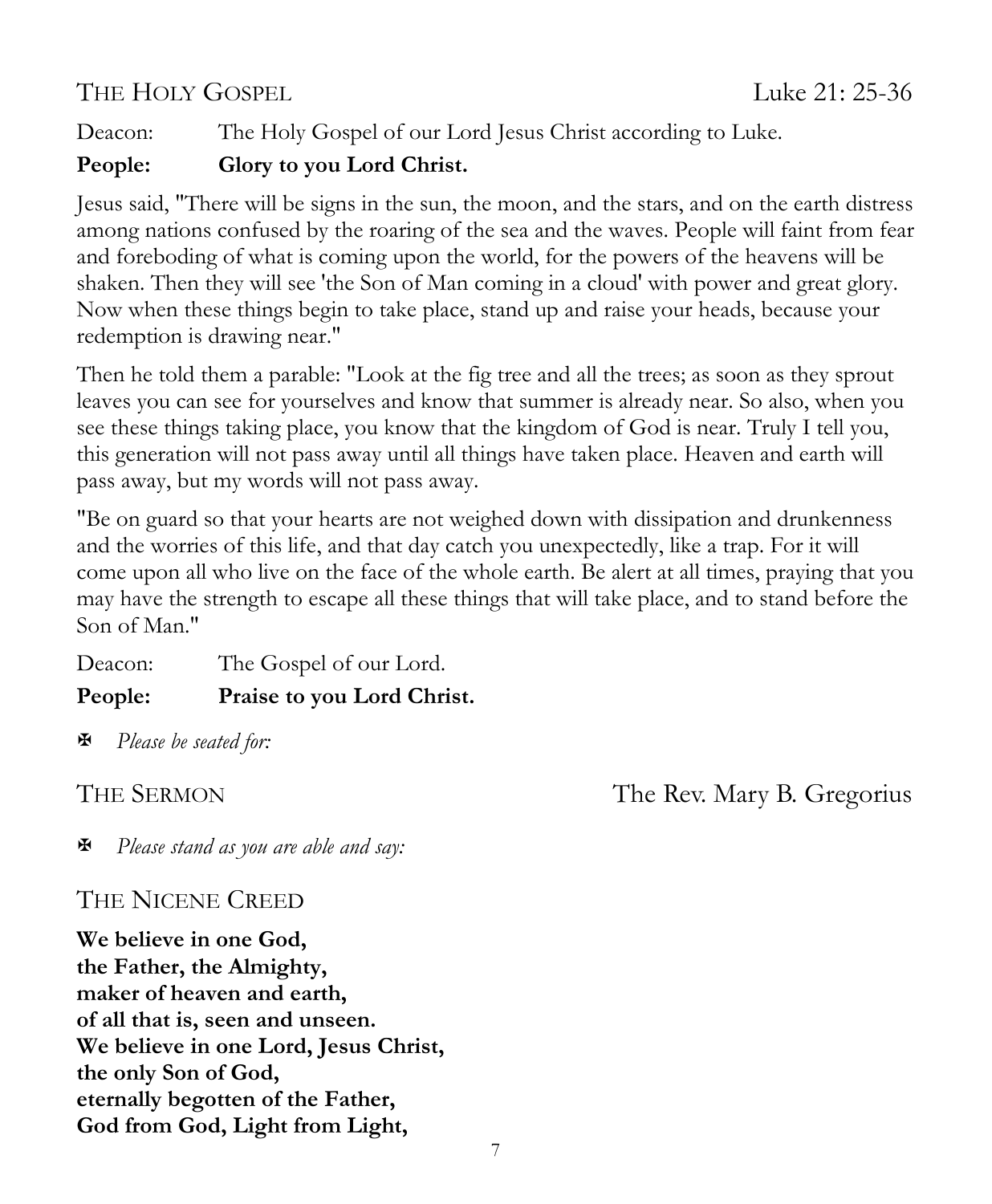## THE HOLY GOSPEL Luke 21: 25-36

Deacon: The Holy Gospel of our Lord Jesus Christ according to Luke.

**People: Glory to you Lord Christ.**

Jesus said, "There will be signs in the sun, the moon, and the stars, and on the earth distress among nations confused by the roaring of the sea and the waves. People will faint from fear and foreboding of what is coming upon the world, for the powers of the heavens will be shaken. Then they will see 'the Son of Man coming in a cloud' with power and great glory. Now when these things begin to take place, stand up and raise your heads, because your redemption is drawing near."

Then he told them a parable: "Look at the fig tree and all the trees; as soon as they sprout leaves you can see for yourselves and know that summer is already near. So also, when you see these things taking place, you know that the kingdom of God is near. Truly I tell you, this generation will not pass away until all things have taken place. Heaven and earth will pass away, but my words will not pass away.

"Be on guard so that your hearts are not weighed down with dissipation and drunkenness and the worries of this life, and that day catch you unexpectedly, like a trap. For it will come upon all who live on the face of the whole earth. Be alert at all times, praying that you may have the strength to escape all these things that will take place, and to stand before the Son of Man."

Deacon: The Gospel of our Lord.

**People: Praise to you Lord Christ.**

✠ *Please be seated for:*

## THE SERMON The Rev. Mary B. Gregorius

✠ *Please stand as you are able and say:*

## THE NICENE CREED

**We believe in one God,**
**the Father, the Almighty,**
**maker of heaven and earth,**
**of all that is, seen and unseen.**
**We believe in one Lord, Jesus Christ,**
**the only Son of God,**
**eternally begotten of the Father,**
**God from God, Light from Light,**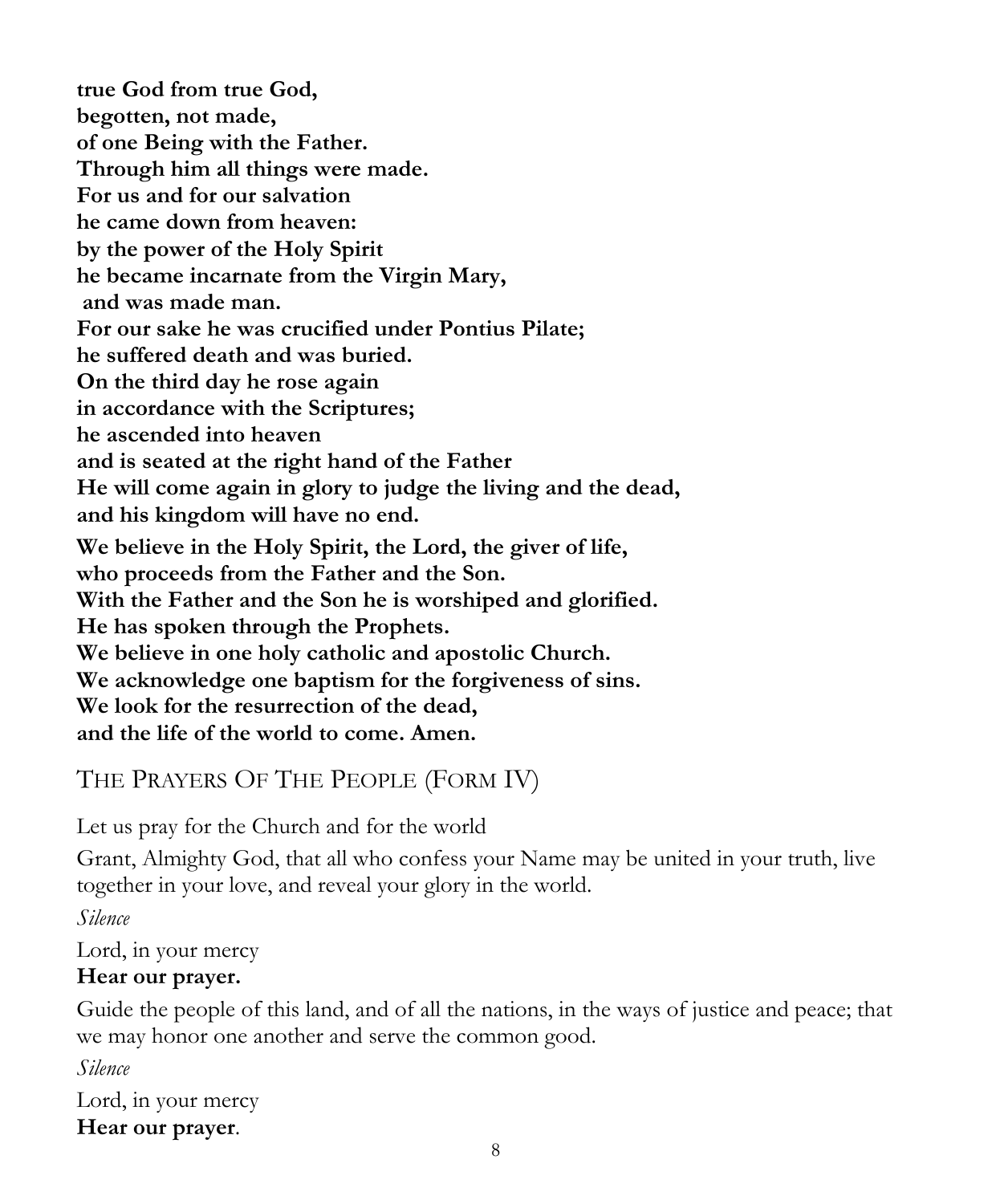**true God from true God,**
**begotten, not made,**
**of one Being with the Father.**
**Through him all things were made.**
**For us and for our salvation**
**he came down from heaven:**
**by the power of the Holy Spirit**
**he became incarnate from the Virgin Mary,**
**and was made man.**
**For our sake he was crucified under Pontius Pilate;**
**he suffered death and was buried.**
**On the third day he rose again**
**in accordance with the Scriptures;**
**he ascended into heaven**
**and is seated at the right hand of the Father**
**He will come again in glory to judge the living and the dead,**
**and his kingdom will have no end.**

**We believe in the Holy Spirit, the Lord, the giver of life,**
**who proceeds from the Father and the Son.**
**With the Father and the Son he is worshiped and glorified.**
**He has spoken through the Prophets.**
**We believe in one holy catholic and apostolic Church.**
**We acknowledge one baptism for the forgiveness of sins.**
**We look for the resurrection of the dead,**
**and the life of the world to come. Amen.**

## The Prayers Of The People (Form IV)

Let us pray for the Church and for the world

Grant, Almighty God, that all who confess your Name may be united in your truth, live together in your love, and reveal your glory in the world.

*Silence*

Lord, in your mercy
**Hear our prayer.**

Guide the people of this land, and of all the nations, in the ways of justice and peace; that we may honor one another and serve the common good.

*Silence*

Lord, in your mercy
**Hear our prayer**.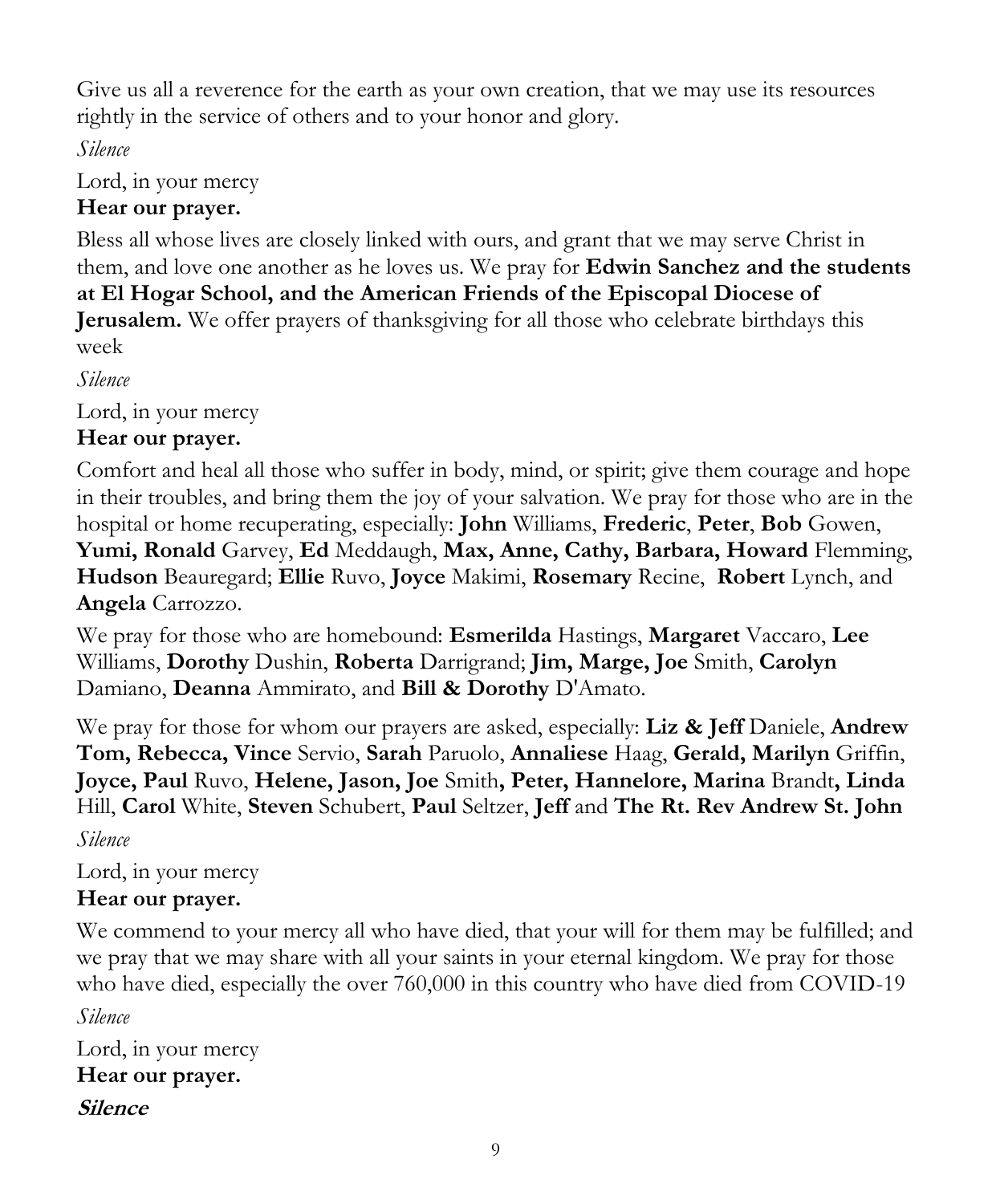Give us all a reverence for the earth as your own creation, that we may use its resources rightly in the service of others and to your honor and glory.

*Silence*

Lord, in your mercy

**Hear our prayer.**

Bless all whose lives are closely linked with ours, and grant that we may serve Christ in them, and love one another as he loves us. We pray for **Edwin Sanchez and the students at El Hogar School, and the American Friends of the Episcopal Diocese of Jerusalem.** We offer prayers of thanksgiving for all those who celebrate birthdays this week

*Silence*

Lord, in your mercy

**Hear our prayer.**

Comfort and heal all those who suffer in body, mind, or spirit; give them courage and hope in their troubles, and bring them the joy of your salvation. We pray for those who are in the hospital or home recuperating, especially: **John** Williams, **Frederic**, **Peter**, **Bob** Gowen, **Yumi, Ronald** Garvey, **Ed** Meddaugh, **Max, Anne, Cathy, Barbara, Howard** Flemming, **Hudson** Beauregard; **Ellie** Ruvo, **Joyce** Makimi, **Rosemary** Recine, **Robert** Lynch, and **Angela** Carrozzo.

We pray for those who are homebound: **Esmerilda** Hastings, **Margaret** Vaccaro, **Lee** Williams, **Dorothy** Dushin, **Roberta** Darrigrand; **Jim, Marge, Joe** Smith, **Carolyn** Damiano, **Deanna** Ammirato, and **Bill & Dorothy** D'Amato.

We pray for those for whom our prayers are asked, especially: **Liz & Jeff** Daniele, **Andrew Tom, Rebecca, Vince** Servio, **Sarah** Paruolo, **Annaliese** Haag, **Gerald, Marilyn** Griffin, **Joyce, Paul** Ruvo, **Helene, Jason, Joe** Smith**, Peter, Hannelore, Marina** Brandt**, Linda** Hill, **Carol** White, **Steven** Schubert, **Paul** Seltzer, **Jeff** and **The Rt. Rev Andrew St. John**

*Silence*

Lord, in your mercy

**Hear our prayer.**

We commend to your mercy all who have died, that your will for them may be fulfilled; and we pray that we may share with all your saints in your eternal kingdom. We pray for those who have died, especially the over 760,000 in this country who have died from COVID-19

*Silence*

Lord, in your mercy

**Hear our prayer.**

***Silence***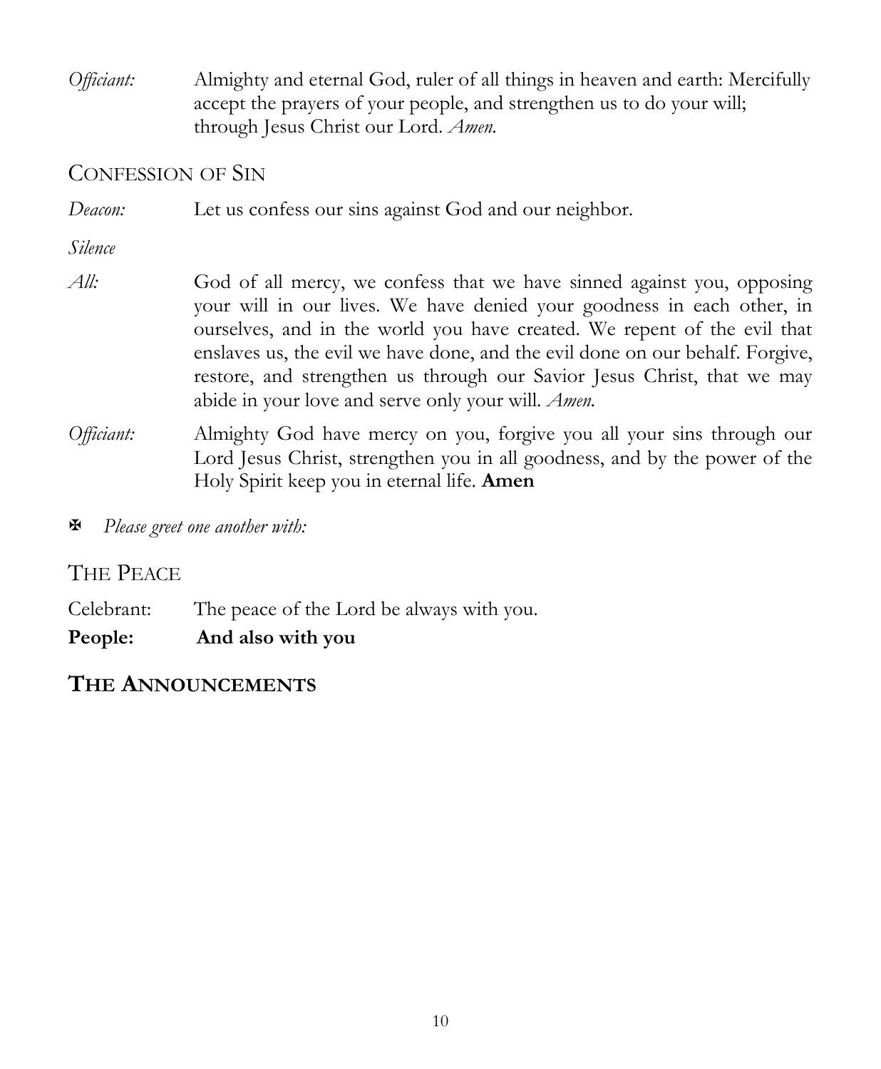*Officiant:* Almighty and eternal God, ruler of all things in heaven and earth: Mercifully accept the prayers of your people, and strengthen us to do your will; through Jesus Christ our Lord. *Amen.*

## Confession of Sin

*Deacon:* Let us confess our sins against God and our neighbor.

*Silence*

*All:* God of all mercy, we confess that we have sinned against you, opposing your will in our lives. We have denied your goodness in each other, in ourselves, and in the world you have created. We repent of the evil that enslaves us, the evil we have done, and the evil done on our behalf. Forgive, restore, and strengthen us through our Savior Jesus Christ, that we may abide in your love and serve only your will. *Amen.*

*Officiant:* Almighty God have mercy on you, forgive you all your sins through our Lord Jesus Christ, strengthen you in all goodness, and by the power of the Holy Spirit keep you in eternal life. **Amen**

✠ *Please greet one another with:*

## The Peace

Celebrant: The peace of the Lord be always with you.

**People: And also with you**

## **The Announcements**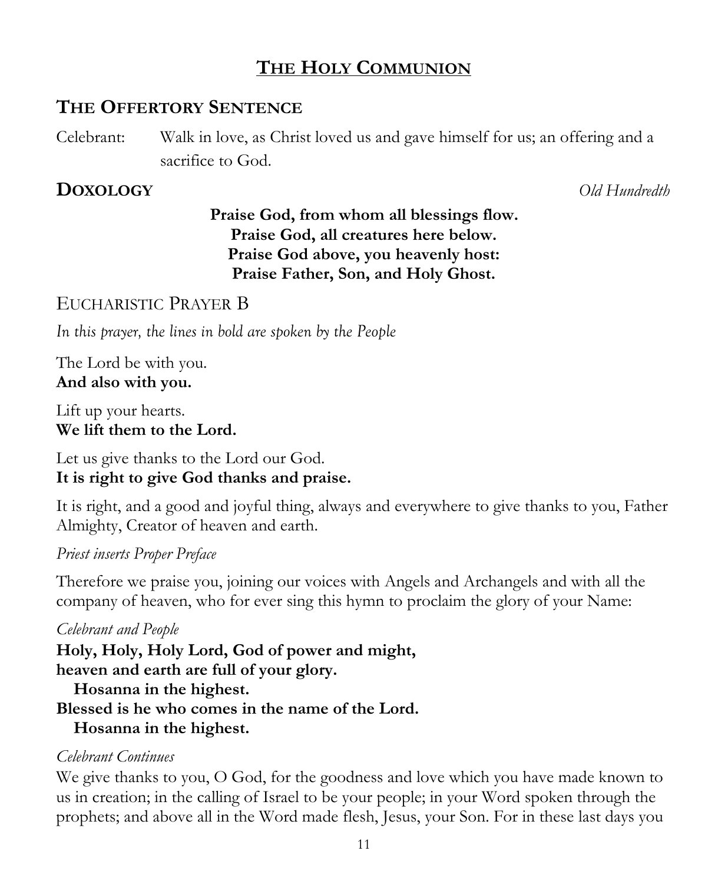# THE HOLY COMMUNION

## THE OFFERTORY SENTENCE

Celebrant: Walk in love, as Christ loved us and gave himself for us; an offering and a sacrifice to God.

## DOXOLOGY *Old Hundredth*

**Praise God, from whom all blessings flow.**
**Praise God, all creatures here below.**
**Praise God above, you heavenly host:**
**Praise Father, Son, and Holy Ghost.**

### EUCHARISTIC PRAYER B

*In this prayer, the lines in bold are spoken by the People*

The Lord be with you.
**And also with you.**

Lift up your hearts.
**We lift them to the Lord.**

Let us give thanks to the Lord our God.
**It is right to give God thanks and praise.**

It is right, and a good and joyful thing, always and everywhere to give thanks to you, Father Almighty, Creator of heaven and earth.

*Priest inserts Proper Preface*

Therefore we praise you, joining our voices with Angels and Archangels and with all the company of heaven, who for ever sing this hymn to proclaim the glory of your Name:

*Celebrant and People*

**Holy, Holy, Holy Lord, God of power and might,**
**heaven and earth are full of your glory.**
**Hosanna in the highest.**
**Blessed is he who comes in the name of the Lord.**
**Hosanna in the highest.**

*Celebrant Continues*

We give thanks to you, O God, for the goodness and love which you have made known to us in creation; in the calling of Israel to be your people; in your Word spoken through the prophets; and above all in the Word made flesh, Jesus, your Son. For in these last days you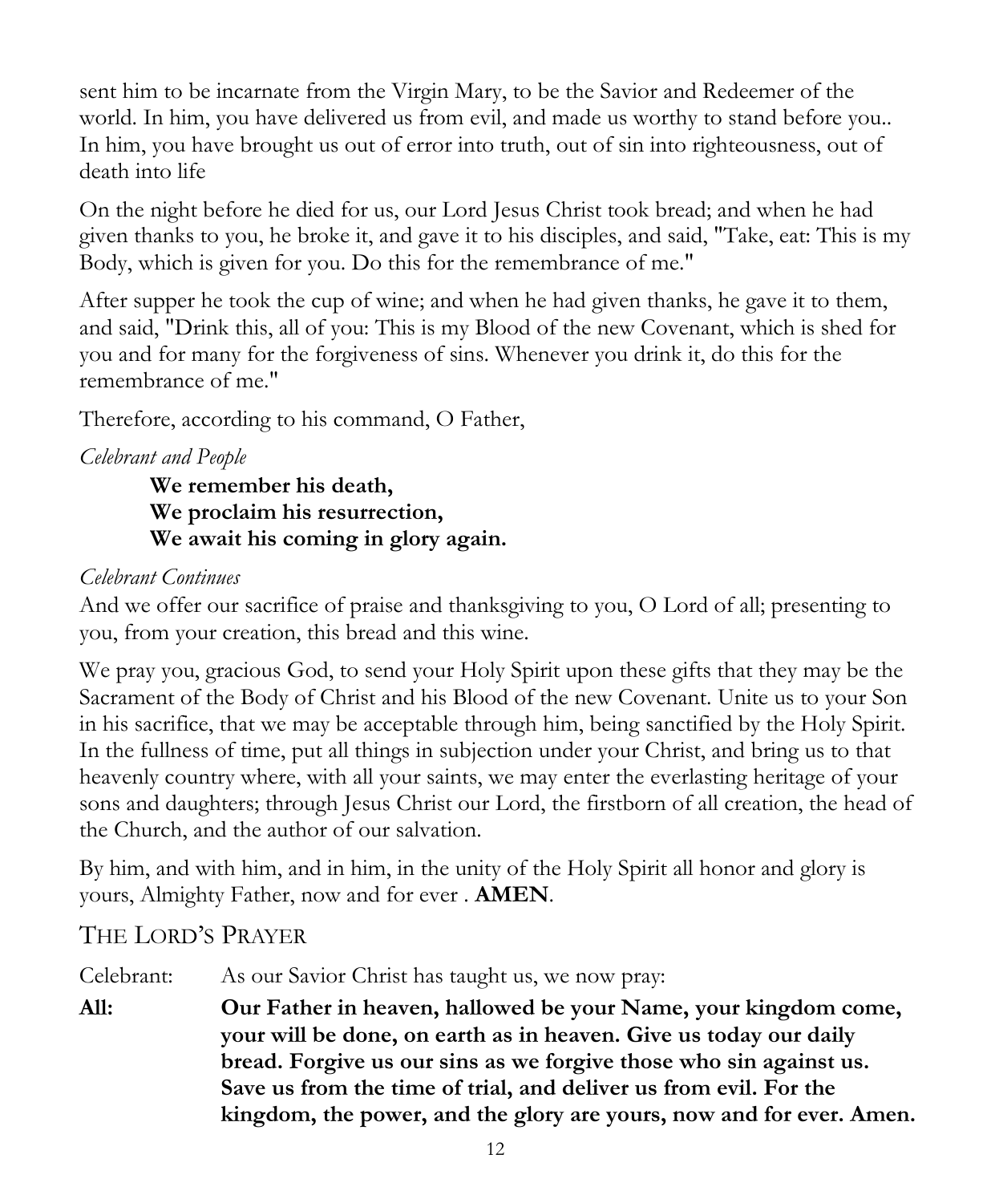sent him to be incarnate from the Virgin Mary, to be the Savior and Redeemer of the world. In him, you have delivered us from evil, and made us worthy to stand before you.. In him, you have brought us out of error into truth, out of sin into righteousness, out of death into life

On the night before he died for us, our Lord Jesus Christ took bread; and when he had given thanks to you, he broke it, and gave it to his disciples, and said, "Take, eat: This is my Body, which is given for you. Do this for the remembrance of me."

After supper he took the cup of wine; and when he had given thanks, he gave it to them, and said, "Drink this, all of you: This is my Blood of the new Covenant, which is shed for you and for many for the forgiveness of sins. Whenever you drink it, do this for the remembrance of me."

Therefore, according to his command, O Father,

*Celebrant and People*

**We remember his death,**
**We proclaim his resurrection,**
**We await his coming in glory again.**

*Celebrant Continues*

And we offer our sacrifice of praise and thanksgiving to you, O Lord of all; presenting to you, from your creation, this bread and this wine.

We pray you, gracious God, to send your Holy Spirit upon these gifts that they may be the Sacrament of the Body of Christ and his Blood of the new Covenant. Unite us to your Son in his sacrifice, that we may be acceptable through him, being sanctified by the Holy Spirit. In the fullness of time, put all things in subjection under your Christ, and bring us to that heavenly country where, with all your saints, we may enter the everlasting heritage of your sons and daughters; through Jesus Christ our Lord, the firstborn of all creation, the head of the Church, and the author of our salvation.

By him, and with him, and in him, in the unity of the Holy Spirit all honor and glory is yours, Almighty Father, now and for ever . **AMEN**.

## THE LORD'S PRAYER

Celebrant: As our Savior Christ has taught us, we now pray:

**All: Our Father in heaven, hallowed be your Name, your kingdom come, your will be done, on earth as in heaven. Give us today our daily bread. Forgive us our sins as we forgive those who sin against us. Save us from the time of trial, and deliver us from evil. For the kingdom, the power, and the glory are yours, now and for ever. Amen.**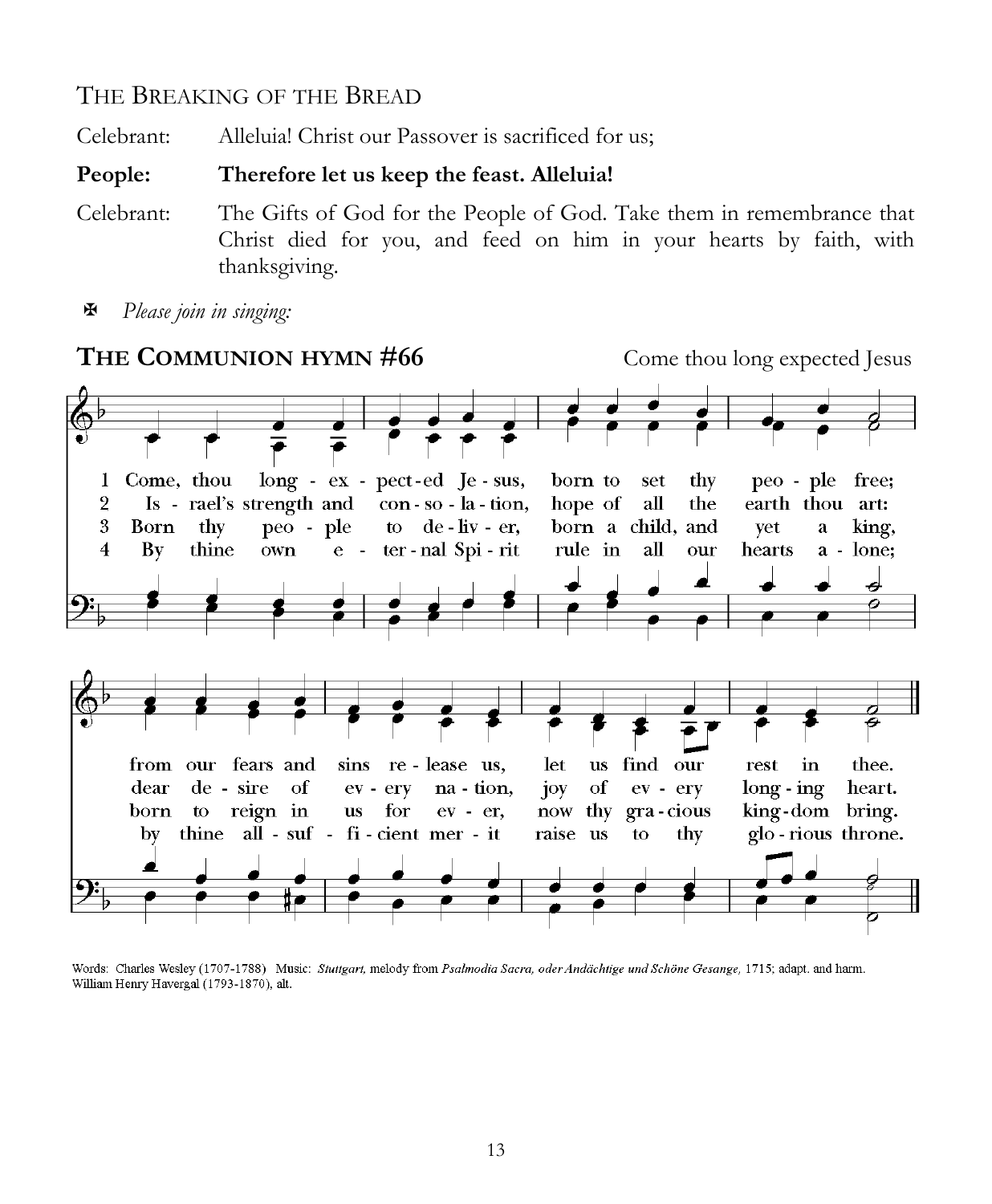THE BREAKING OF THE BREAD

Celebrant: Alleluia! Christ our Passover is sacrificed for us;

**People: Therefore let us keep the feast. Alleluia!**

Celebrant: The Gifts of God for the People of God. Take them in remembrance that Christ died for you, and feed on him in your hearts by faith, with thanksgiving.

✠ *Please join in singing:*

## THE COMMUNION HYMN #66

Come thou long expected Jesus

1 Come, thou long - ex - pect-ed Je - sus, born to set thy peo - ple free; from our fears and sins re - lease us, let us find our rest in thee.

2 Is - rael's strength and con - so - la - tion, hope of all the earth thou art: dear de - sire of ev - ery na - tion, joy of ev - ery long - ing heart.

3 Born thy peo - ple to de - liv - er, born a child, and yet a king, born to reign in us for ev - er, now thy gra - cious king - dom bring.

4 By thine own e - ter - nal Spi - rit rule in all our hearts a - lone; by thine all - suf - fi - cient mer - it raise us to thy glo - rious throne.

Words: Charles Wesley (1707-1788) Music: *Stuttgart,* melody from *Psalmodia Sacra, oder Andächtige und Schöne Gesange,* 1715; adapt. and harm. William Henry Havergal (1793-1870), alt.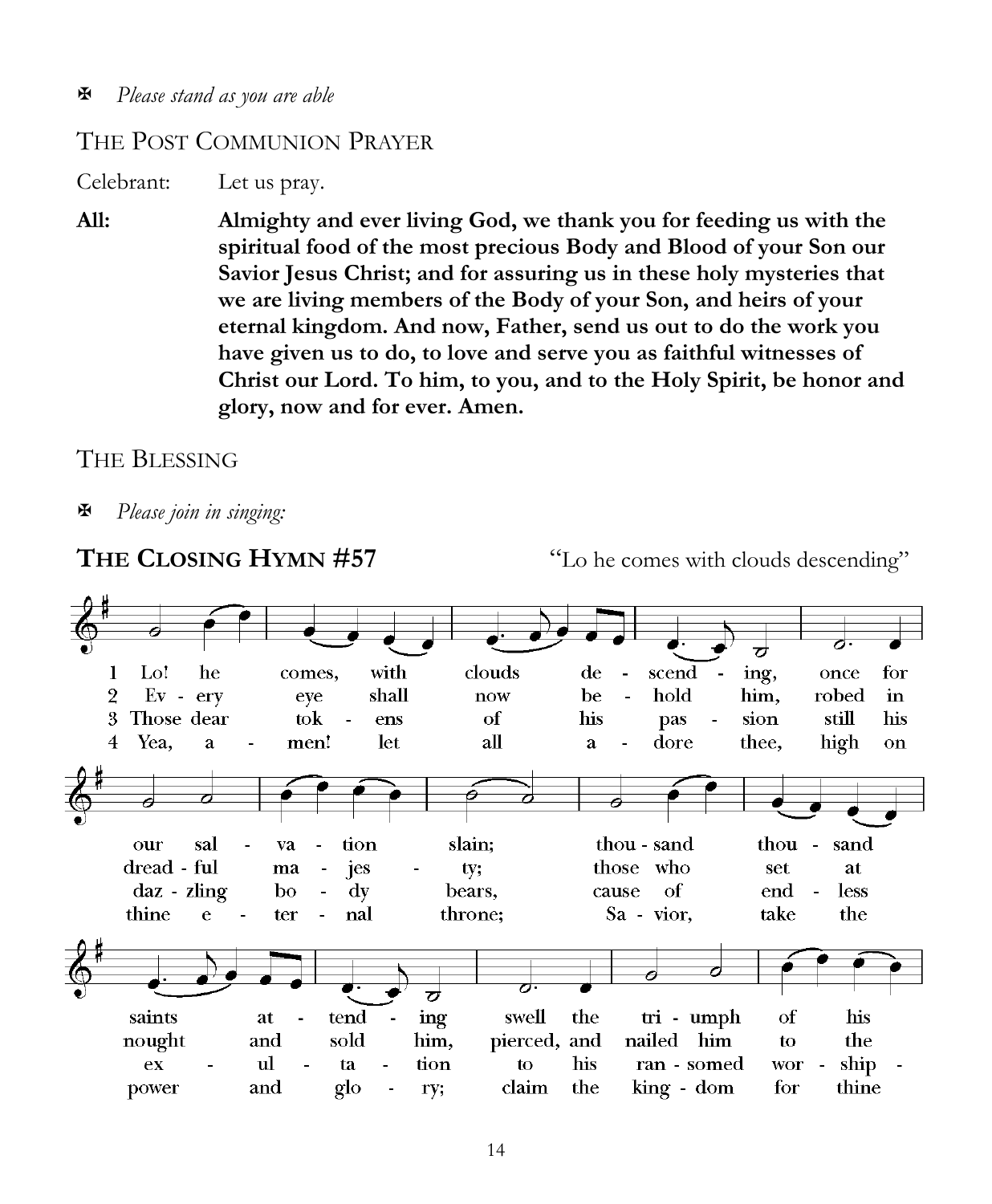✠ *Please stand as you are able*

## The Post Communion Prayer

Celebrant: Let us pray.

**All: Almighty and ever living God, we thank you for feeding us with the spiritual food of the most precious Body and Blood of your Son our Savior Jesus Christ; and for assuring us in these holy mysteries that we are living members of the Body of your Son, and heirs of your eternal kingdom. And now, Father, send us out to do the work you have given us to do, to love and serve you as faithful witnesses of Christ our Lord. To him, to you, and to the Holy Spirit, be honor and glory, now and for ever. Amen.**

## The Blessing

✠ *Please join in singing:*

## The Closing Hymn #57

"Lo he comes with clouds descending"

1 Lo! he comes, with clouds de - scend - ing, once for our sal - va - tion slain; thou - sand thou - sand saints at - tend - ing swell the tri - umph of his

2 Ev - ery eye shall now be - hold him, robed in dread - ful ma - jes - ty; those who set at nought and sold him, pierced, and nailed him to the

3 Those dear tok - ens of his pas - sion still his daz - zling bo - dy bears, cause of end - less ex - ul - ta - tion to his ran - somed wor - ship -

4 Yea, a - men! let all a - dore thee, high on thine e - ter - nal throne; Sa - vior, take the power and glo - ry; claim the king - dom for thine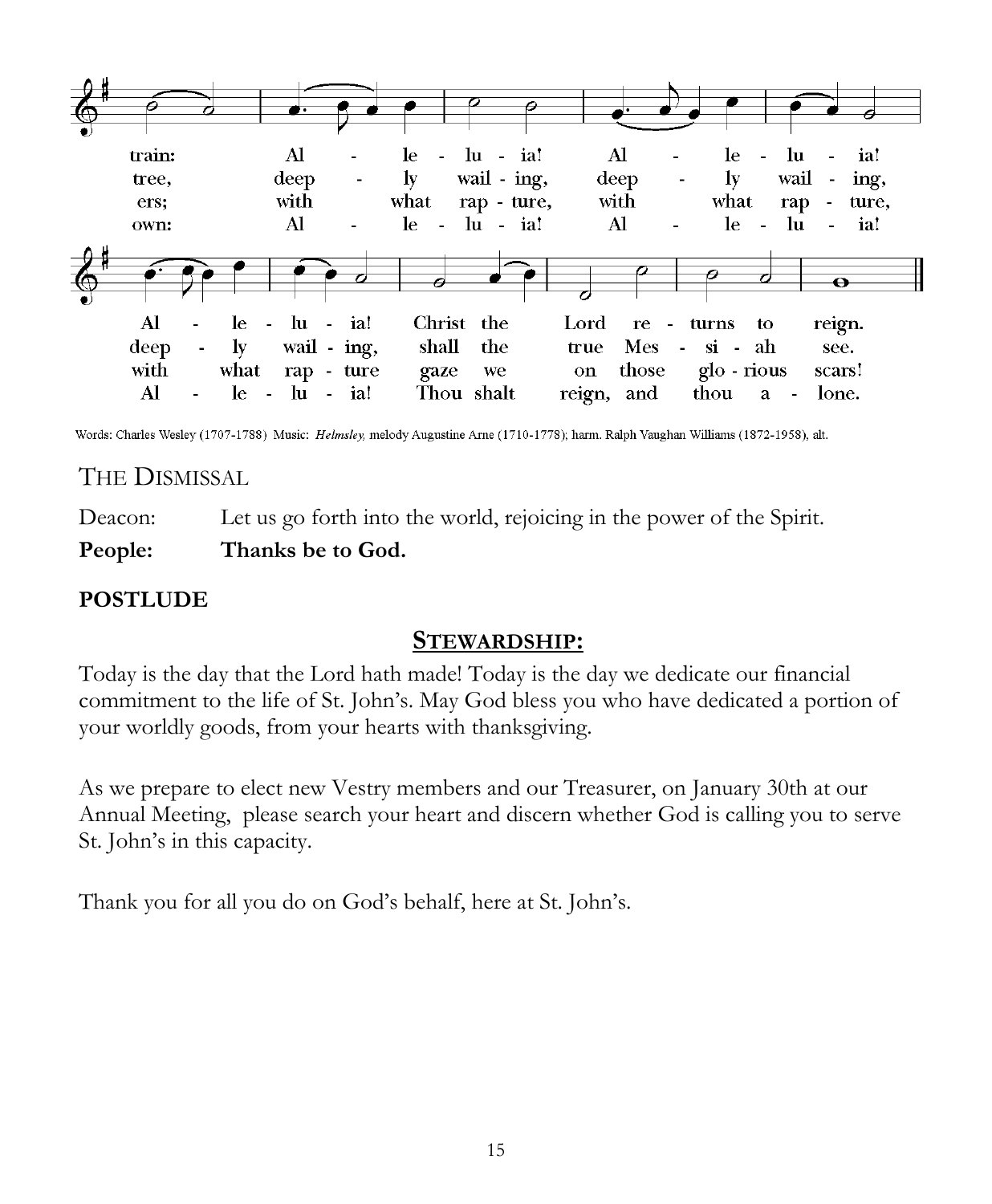train: Al - le - lu - ia! Al - le - lu - ia!
tree, deep - ly wail - ing, deep - ly wail - ing,
ers; with what rap - ture, with what rap - ture,
own: Al - le - lu - ia! Al - le - lu - ia!

Al - le - lu - ia! Christ the Lord re - turns to reign.
deep - ly wail - ing, shall the true Mes - si - ah see.
with what rap - ture gaze we on those glo - rious scars!
Al - le - lu - ia! Thou shalt reign, and thou a - lone.

Words: Charles Wesley (1707-1788) Music: *Helmsley,* melody Augustine Arne (1710-1778); harm. Ralph Vaughan Williams (1872-1958), alt.

## THE DISMISSAL

Deacon: Let us go forth into the world, rejoicing in the power of the Spirit.

**People: Thanks be to God.**

**POSTLUDE**

## STEWARDSHIP:

Today is the day that the Lord hath made! Today is the day we dedicate our financial commitment to the life of St. John's. May God bless you who have dedicated a portion of your worldly goods, from your hearts with thanksgiving.

As we prepare to elect new Vestry members and our Treasurer, on January 30th at our Annual Meeting, please search your heart and discern whether God is calling you to serve St. John's in this capacity.

Thank you for all you do on God's behalf, here at St. John's.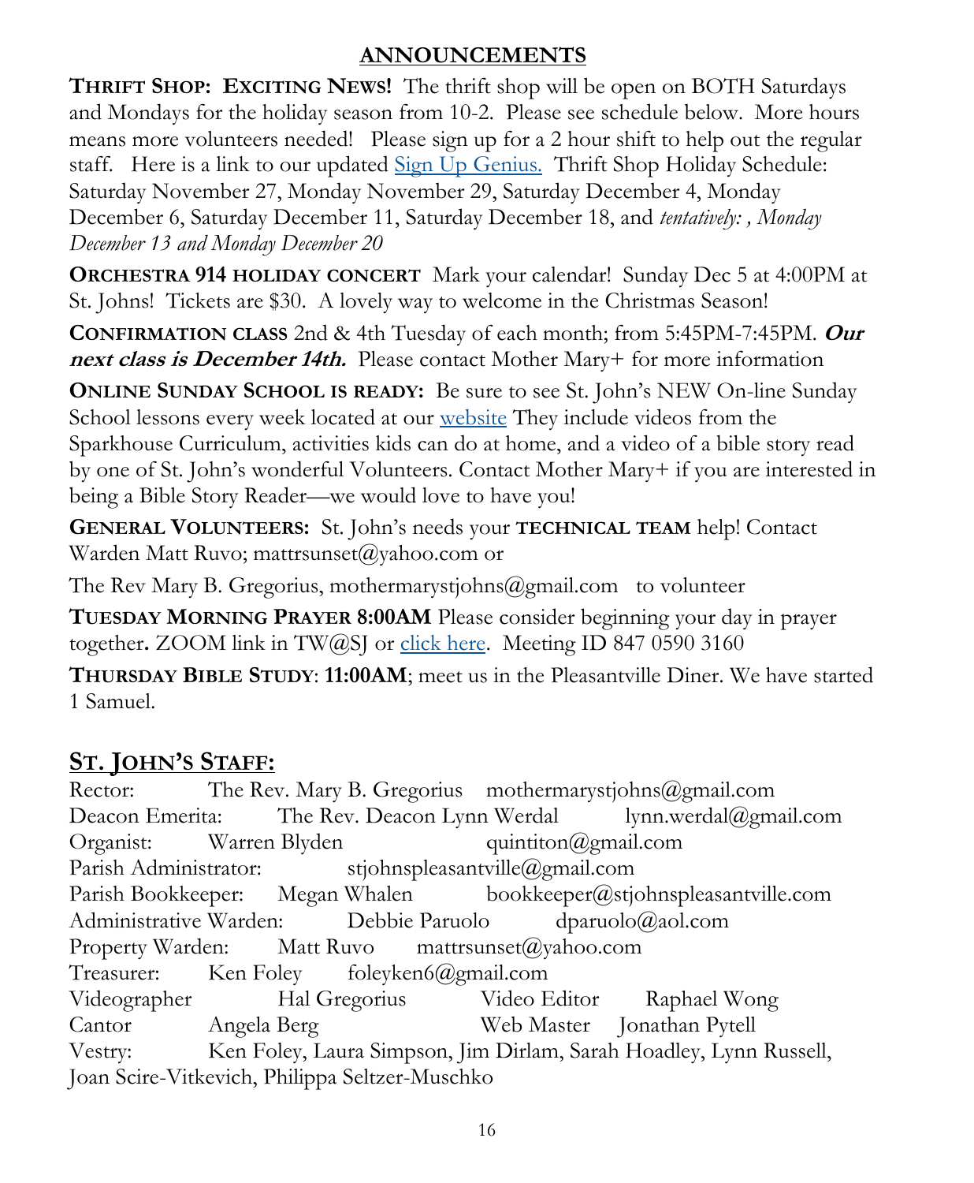## ANNOUNCEMENTS

**THRIFT SHOP: EXCITING NEWS!** The thrift shop will be open on BOTH Saturdays and Mondays for the holiday season from 10-2. Please see schedule below. More hours means more volunteers needed! Please sign up for a 2 hour shift to help out the regular staff. Here is a link to our updated Sign Up Genius. Thrift Shop Holiday Schedule: Saturday November 27, Monday November 29, Saturday December 4, Monday December 6, Saturday December 11, Saturday December 18, and *tentatively: , Monday December 13 and Monday December 20*

**ORCHESTRA 914 HOLIDAY CONCERT** Mark your calendar! Sunday Dec 5 at 4:00PM at St. Johns! Tickets are $30. A lovely way to welcome in the Christmas Season!

**CONFIRMATION CLASS** 2nd & 4th Tuesday of each month; from 5:45PM-7:45PM. ***Our next class is December 14th.*** Please contact Mother Mary+ for more information

**ONLINE SUNDAY SCHOOL IS READY:** Be sure to see St. John's NEW On-line Sunday School lessons every week located at our website They include videos from the Sparkhouse Curriculum, activities kids can do at home, and a video of a bible story read by one of St. John's wonderful Volunteers. Contact Mother Mary+ if you are interested in being a Bible Story Reader—we would love to have you!

**GENERAL VOLUNTEERS:** St. John's needs your **TECHNICAL TEAM** help! Contact Warden Matt Ruvo; mattrsunset@yahoo.com or

The Rev Mary B. Gregorius, mothermarystjohns@gmail.com to volunteer

**TUESDAY MORNING PRAYER 8:00AM** Please consider beginning your day in prayer together**.** ZOOM link in TW@SJ or click here. Meeting ID 847 0590 3160

**THURSDAY BIBLE STUDY**: **11:00AM**; meet us in the Pleasantville Diner. We have started 1 Samuel.

## ST. JOHN'S STAFF:

Rector: The Rev. Mary B. Gregorius mothermarystjohns@gmail.com
Deacon Emerita: The Rev. Deacon Lynn Werdal lynn.werdal@gmail.com
Organist: Warren Blyden quintiton@gmail.com
Parish Administrator: stjohnspleasantville@gmail.com
Parish Bookkeeper: Megan Whalen bookkeeper@stjohnspleasantville.com
Administrative Warden: Debbie Paruolo dparuolo@aol.com
Property Warden: Matt Ruvo mattrsunset@yahoo.com
Treasurer: Ken Foley foleyken6@gmail.com
Videographer Hal Gregorius Video Editor Raphael Wong
Cantor Angela Berg Web Master Jonathan Pytell
Vestry: Ken Foley, Laura Simpson, Jim Dirlam, Sarah Hoadley, Lynn Russell, Joan Scire-Vitkevich, Philippa Seltzer-Muschko